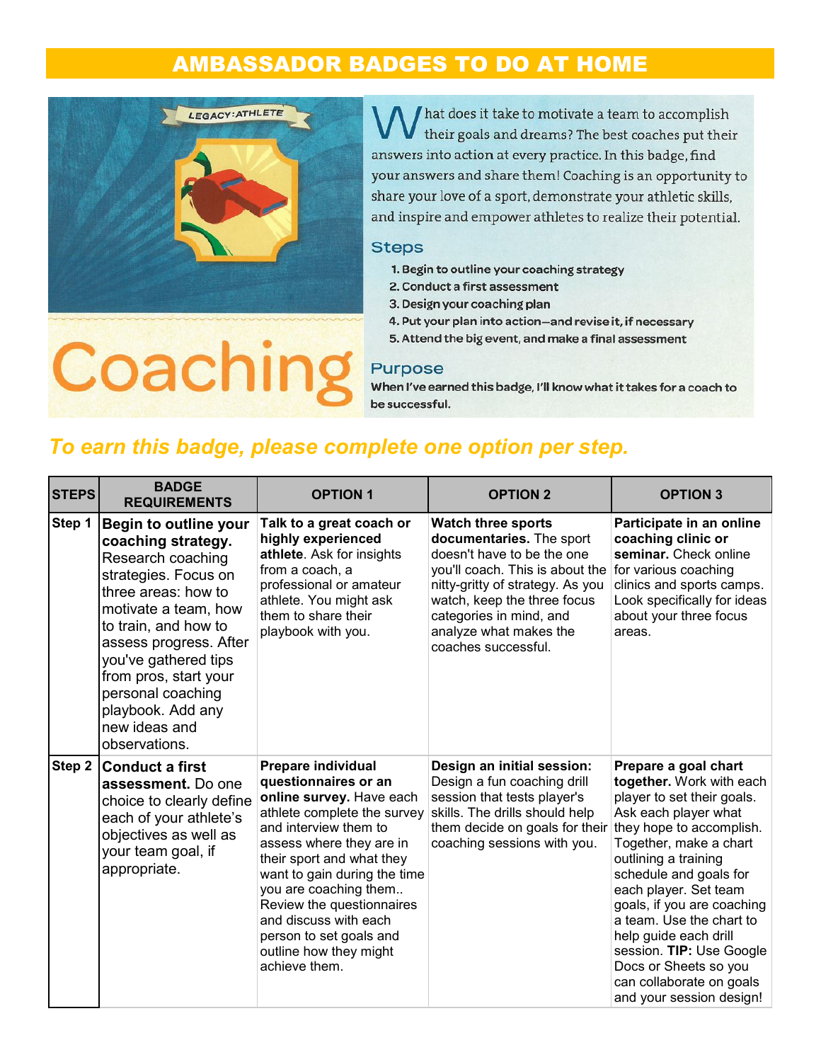# AMBASSADOR BADGES TO DO AT HOME

LEGACY: ATHLETE

# Coaching

What does it take to motivate a team to accomplish their goals and dreams? The best coaches put their answers into action at every practice. In this badge, find your answers and share them! Coaching is an opportunity to share your love of a sport, demonstrate your athletic skills, and inspire and empower athletes to realize their potential.

## Steps

1. Begin to outline your coaching strategy
2. Conduct a first assessment
3. Design your coaching plan
4. Put your plan into action—and revise it, if necessary
5. Attend the big event, and make a final assessment

## Purpose

When I've earned this badge, I'll know what it takes for a coach to be successful.

*To earn this badge, please complete one option per step.*

| STEPS | BADGE REQUIREMENTS | OPTION 1 | OPTION 2 | OPTION 3 |
|---|---|---|---|---|
| Step 1 | **Begin to outline your coaching strategy.** Research coaching strategies. Focus on three areas: how to motivate a team, how to train, and how to assess progress. After you've gathered tips from pros, start your personal coaching playbook. Add any new ideas and observations. | **Talk to a great coach or highly experienced athlete**. Ask for insights from a coach, a professional or amateur athlete. You might ask them to share their playbook with you. | **Watch three sports documentaries.** The sport doesn't have to be the one you'll coach. This is about the nitty-gritty of strategy. As you watch, keep the three focus categories in mind, and analyze what makes the coaches successful. | **Participate in an online coaching clinic or seminar.** Check online for various coaching clinics and sports camps. Look specifically for ideas about your three focus areas. |
| Step 2 | **Conduct a first assessment.** Do one choice to clearly define each of your athlete's objectives as well as your team goal, if appropriate. | **Prepare individual questionnaires or an online survey.** Have each athlete complete the survey and interview them to assess where they are in their sport and what they want to gain during the time you are coaching them.. Review the questionnaires and discuss with each person to set goals and outline how they might achieve them. | **Design an initial session:** Design a fun coaching drill session that tests player's skills. The drills should help them decide on goals for their coaching sessions with you. | **Prepare a goal chart together.** Work with each player to set their goals. Ask each player what they hope to accomplish. Together, make a chart outlining a training schedule and goals for each player. Set team goals, if you are coaching a team. Use the chart to help guide each drill session. **TIP:** Use Google Docs or Sheets so you can collaborate on goals and your session design! |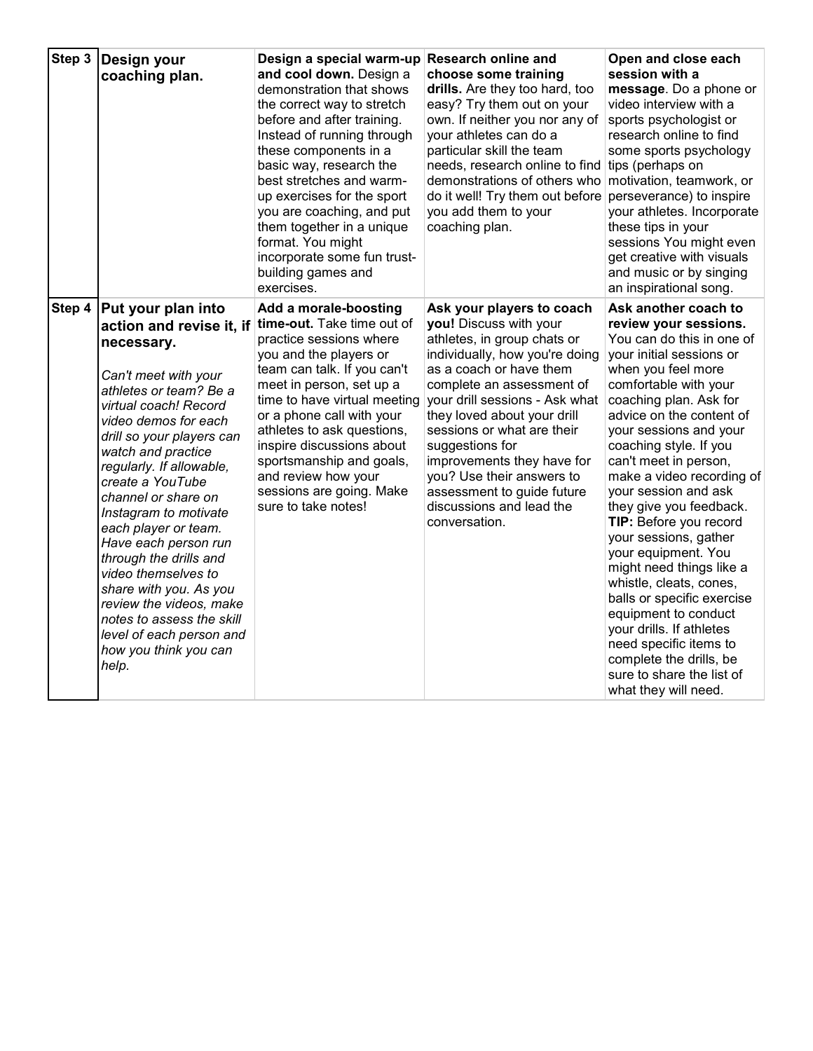| Step 3 | **Design your coaching plan.** | **Design a special warm-up and cool down.** Design a demonstration that shows the correct way to stretch before and after training. Instead of running through these components in a basic way, research the best stretches and warm-up exercises for the sport you are coaching, and put them together in a unique format. You might incorporate some fun trust-building games and exercises. | **Research online and choose some training drills.** Are they too hard, too easy? Try them out on your own. If neither you nor any of your athletes can do a particular skill the team needs, research online to find demonstrations of others who do it well! Try them out before you add them to your coaching plan. | **Open and close each session with a message**. Do a phone or video interview with a sports psychologist or research online to find some sports psychology tips (perhaps on motivation, teamwork, or perseverance) to inspire your athletes. Incorporate these tips in your sessions You might even get creative with visuals and music or by singing an inspirational song. |
|---|---|---|---|---|
| Step 4 | **Put your plan into action and revise it, if necessary.** *Can't meet with your athletes or team? Be a virtual coach! Record video demos for each drill so your players can watch and practice regularly. If allowable, create a YouTube channel or share on Instagram to motivate each player or team. Have each person run through the drills and video themselves to share with you. As you review the videos, make notes to assess the skill level of each person and how you think you can help.* | **Add a morale-boosting time-out.** Take time out of practice sessions where you and the players or team can talk. If you can't meet in person, set up a time to have virtual meeting or a phone call with your athletes to ask questions, inspire discussions about sportsmanship and goals, and review how your sessions are going. Make sure to take notes! | **Ask your players to coach you!** Discuss with your athletes, in group chats or individually, how you're doing as a coach or have them complete an assessment of your drill sessions - Ask what they loved about your drill sessions or what are their suggestions for improvements they have for you? Use their answers to assessment to guide future discussions and lead the conversation. | **Ask another coach to review your sessions.** You can do this in one of your initial sessions or when you feel more comfortable with your coaching plan. Ask for advice on the content of your sessions and your coaching style. If you can't meet in person, make a video recording of your session and ask they give you feedback. **TIP:** Before you record your sessions, gather your equipment. You might need things like a whistle, cleats, cones, balls or specific exercise equipment to conduct your drills. If athletes need specific items to complete the drills, be sure to share the list of what they will need. |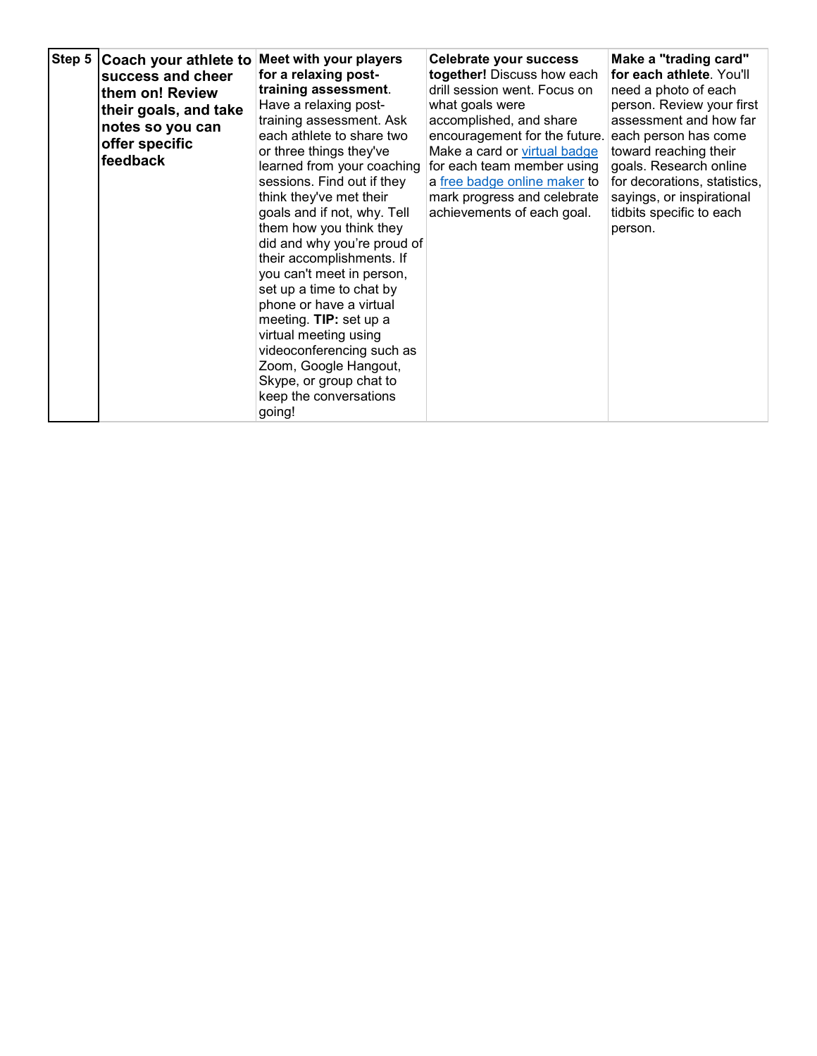| | | | | |
|---|---|---|---|---|
| Step 5 | **Coach your athlete to success and cheer them on! Review their goals, and take notes so you can offer specific feedback** | **Meet with your players for a relaxing post-training assessment**. Have a relaxing post-training assessment. Ask each athlete to share two or three things they've learned from your coaching sessions. Find out if they think they've met their goals and if not, why. Tell them how you think they did and why you're proud of their accomplishments. If you can't meet in person, set up a time to chat by phone or have a virtual meeting. **TIP:** set up a virtual meeting using videoconferencing such as Zoom, Google Hangout, Skype, or group chat to keep the conversations going! | **Celebrate your success together!** Discuss how each drill session went. Focus on what goals were accomplished, and share encouragement for the future. Make a card or virtual badge for each team member using a free badge online maker to mark progress and celebrate achievements of each goal. | **Make a "trading card" for each athlete**. You'll need a photo of each person. Review your first assessment and how far each person has come toward reaching their goals. Research online for decorations, statistics, sayings, or inspirational tidbits specific to each person. |